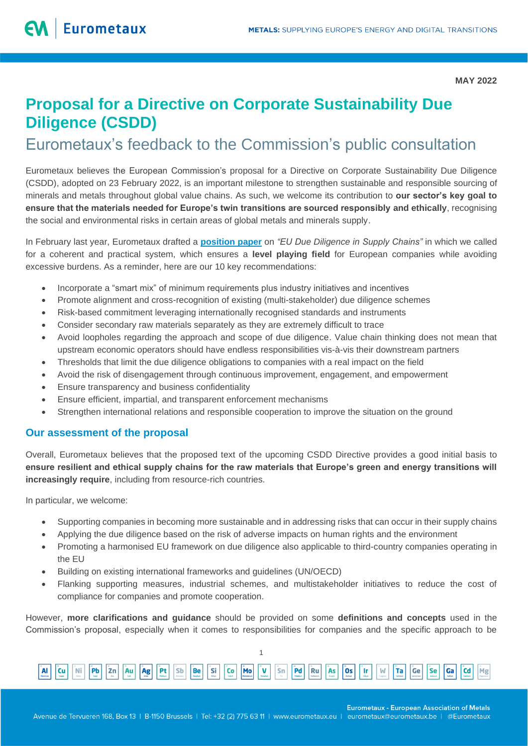MAY 2022

# Proposal for a Directive on Corporate Sustainability Due Diligence (CSDD)

## Eurometaux's feedback to the Commission's public consultation

Eurometaux believes the European Commission's proposal for a Directive on Corporate Sustainability Due Diligence (CSDD), adopted on 23 February 2022, is an important milestone to strengthen sustainable and responsible sourcing of minerals and metals throughout global value chains. As such, we welcome its contribution to **our sector's key goal to ensure that the materials needed for Europe's twin transitions are sourced responsibly and ethically**, recognising the social and environmental risks in certain areas of global metals and minerals supply.

In February last year, Eurometaux drafted a **position paper** on *"EU Due Diligence in Supply Chains"* in which we called for a coherent and practical system, which ensures a **level playing field** for European companies while avoiding excessive burdens. As a reminder, here are our 10 key recommendations:

- Incorporate a "smart mix" of minimum requirements plus industry initiatives and incentives
- Promote alignment and cross-recognition of existing (multi-stakeholder) due diligence schemes
- Risk-based commitment leveraging internationally recognised standards and instruments
- Consider secondary raw materials separately as they are extremely difficult to trace
- Avoid loopholes regarding the approach and scope of due diligence. Value chain thinking does not mean that upstream economic operators should have endless responsibilities vis-à-vis their downstream partners
- Thresholds that limit the due diligence obligations to companies with a real impact on the field
- Avoid the risk of disengagement through continuous improvement, engagement, and empowerment
- Ensure transparency and business confidentiality
- Ensure efficient, impartial, and transparent enforcement mechanisms
- Strengthen international relations and responsible cooperation to improve the situation on the ground

### Our assessment of the proposal

Overall, Eurometaux believes that the proposed text of the upcoming CSDD Directive provides a good initial basis to **ensure resilient and ethical supply chains for the raw materials that Europe's green and energy transitions will increasingly require**, including from resource-rich countries.

In particular, we welcome:

- Supporting companies in becoming more sustainable and in addressing risks that can occur in their supply chains
- Applying the due diligence based on the risk of adverse impacts on human rights and the environment
- Promoting a harmonised EU framework on due diligence also applicable to third-country companies operating in the EU
- Building on existing international frameworks and guidelines (UN/OECD)
- Flanking supporting measures, industrial schemes, and multistakeholder initiatives to reduce the cost of compliance for companies and promote cooperation.

However, **more clarifications and guidance** should be provided on some **definitions and concepts** used in the Commission's proposal, especially when it comes to responsibilities for companies and the specific approach to be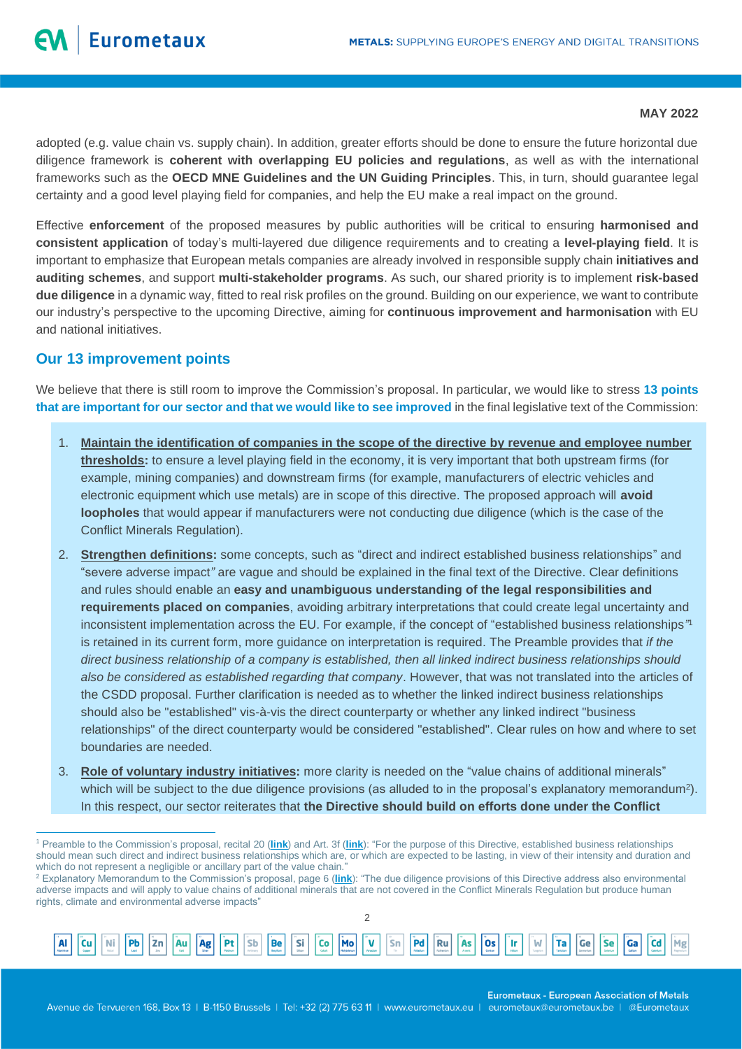adopted (e.g. value chain vs. supply chain). In addition, greater efforts should be done to ensure the future horizontal due diligence framework is **coherent with overlapping EU policies and regulations**, as well as with the international frameworks such as the **OECD MNE Guidelines and the UN Guiding Principles**. This, in turn, should guarantee legal certainty and a good level playing field for companies, and help the EU make a real impact on the ground.

Effective **enforcement** of the proposed measures by public authorities will be critical to ensuring **harmonised and consistent application** of today's multi-layered due diligence requirements and to creating a **level-playing field**. It is important to emphasize that European metals companies are already involved in responsible supply chain **initiatives and auditing schemes**, and support **multi-stakeholder programs**. As such, our shared priority is to implement **risk-based due diligence** in a dynamic way, fitted to real risk profiles on the ground. Building on our experience, we want to contribute our industry's perspective to the upcoming Directive, aiming for **continuous improvement and harmonisation** with EU and national initiatives.

## Our 13 improvement points

We believe that there is still room to improve the Commission's proposal. In particular, we would like to stress **13 points that are important for our sector and that we would like to see improved** in the final legislative text of the Commission:

1. **Maintain the identification of companies in the scope of the directive by revenue and employee number thresholds:** to ensure a level playing field in the economy, it is very important that both upstream firms (for example, mining companies) and downstream firms (for example, manufacturers of electric vehicles and electronic equipment which use metals) are in scope of this directive. The proposed approach will **avoid loopholes** that would appear if manufacturers were not conducting due diligence (which is the case of the Conflict Minerals Regulation).
2. **Strengthen definitions:** some concepts, such as "direct and indirect established business relationships" and "severe adverse impact" are vague and should be explained in the final text of the Directive. Clear definitions and rules should enable an **easy and unambiguous understanding of the legal responsibilities and requirements placed on companies**, avoiding arbitrary interpretations that could create legal uncertainty and inconsistent implementation across the EU. For example, if the concept of "established business relationships"[1] is retained in its current form, more guidance on interpretation is required. The Preamble provides that *if the direct business relationship of a company is established, then all linked indirect business relationships should also be considered as established regarding that company*. However, that was not translated into the articles of the CSDD proposal. Further clarification is needed as to whether the linked indirect business relationships should also be "established" vis-à-vis the direct counterparty or whether any linked indirect "business relationships" of the direct counterparty would be considered "established". Clear rules on how and where to set boundaries are needed.
3. **Role of voluntary industry initiatives:** more clarity is needed on the "value chains of additional minerals" which will be subject to the due diligence provisions (as alluded to in the proposal's explanatory memorandum[2]). In this respect, our sector reiterates that **the Directive should build on efforts done under the Conflict**

[1] Preamble to the Commission's proposal, recital 20 (**link**) and Art. 3f (**link**): "For the purpose of this Directive, established business relationships should mean such direct and indirect business relationships which are, or which are expected to be lasting, in view of their intensity and duration and which do not represent a negligible or ancillary part of the value chain."

[2] Explanatory Memorandum to the Commission's proposal, page 6 (**link**): "The due diligence provisions of this Directive address also environmental adverse impacts and will apply to value chains of additional minerals that are not covered in the Conflict Minerals Regulation but produce human rights, climate and environmental adverse impacts"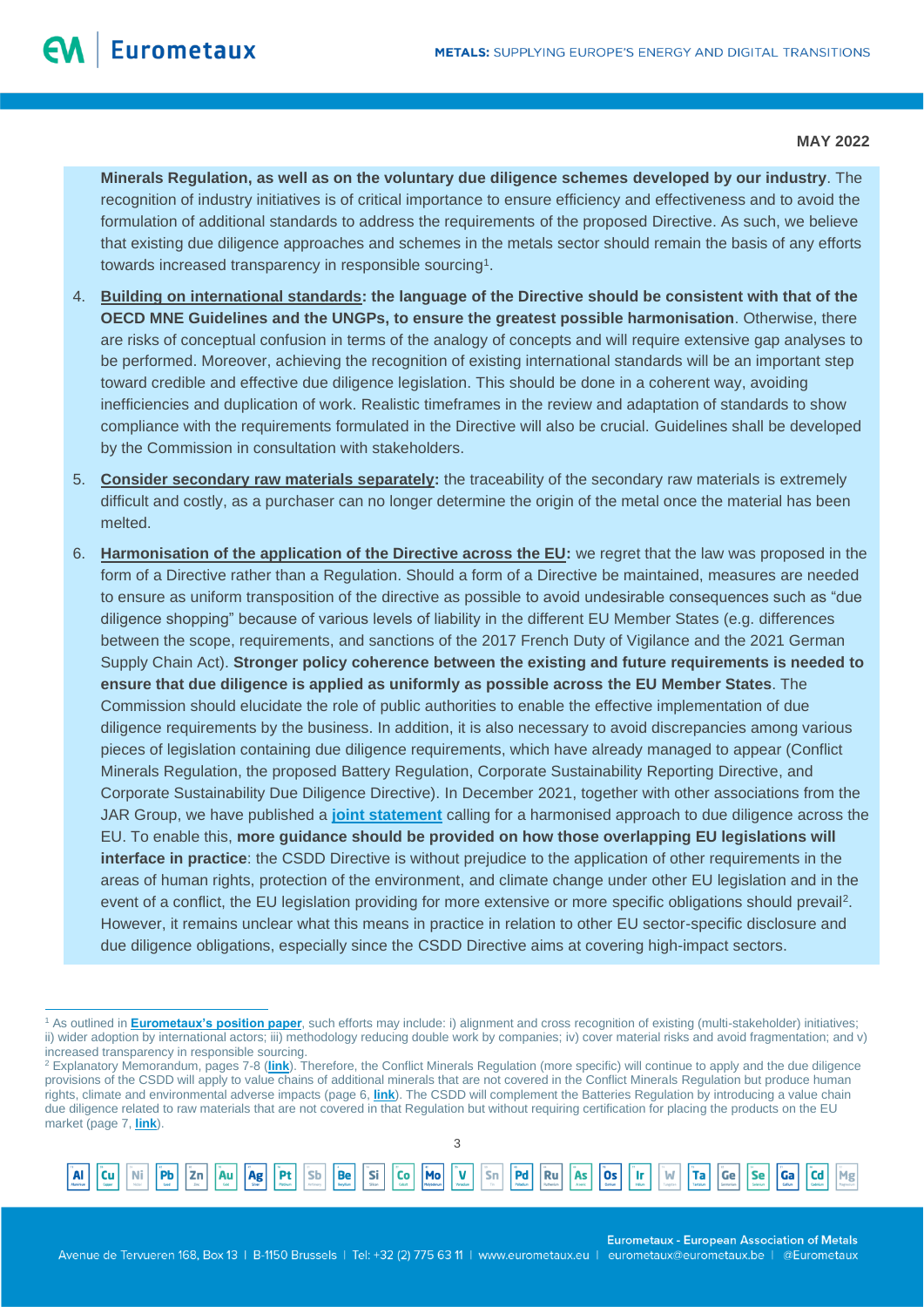**Minerals Regulation, as well as on the voluntary due diligence schemes developed by our industry**. The recognition of industry initiatives is of critical importance to ensure efficiency and effectiveness and to avoid the formulation of additional standards to address the requirements of the proposed Directive. As such, we believe that existing due diligence approaches and schemes in the metals sector should remain the basis of any efforts towards increased transparency in responsible sourcing[1].

4. **Building on international standards: the language of the Directive should be consistent with that of the OECD MNE Guidelines and the UNGPs, to ensure the greatest possible harmonisation**. Otherwise, there are risks of conceptual confusion in terms of the analogy of concepts and will require extensive gap analyses to be performed. Moreover, achieving the recognition of existing international standards will be an important step toward credible and effective due diligence legislation. This should be done in a coherent way, avoiding inefficiencies and duplication of work. Realistic timeframes in the review and adaptation of standards to show compliance with the requirements formulated in the Directive will also be crucial. Guidelines shall be developed by the Commission in consultation with stakeholders.

5. **Consider secondary raw materials separately:** the traceability of the secondary raw materials is extremely difficult and costly, as a purchaser can no longer determine the origin of the metal once the material has been melted.

6. **Harmonisation of the application of the Directive across the EU:** we regret that the law was proposed in the form of a Directive rather than a Regulation. Should a form of a Directive be maintained, measures are needed to ensure as uniform transposition of the directive as possible to avoid undesirable consequences such as "due diligence shopping" because of various levels of liability in the different EU Member States (e.g. differences between the scope, requirements, and sanctions of the 2017 French Duty of Vigilance and the 2021 German Supply Chain Act). **Stronger policy coherence between the existing and future requirements is needed to ensure that due diligence is applied as uniformly as possible across the EU Member States**. The Commission should elucidate the role of public authorities to enable the effective implementation of due diligence requirements by the business. In addition, it is also necessary to avoid discrepancies among various pieces of legislation containing due diligence requirements, which have already managed to appear (Conflict Minerals Regulation, the proposed Battery Regulation, Corporate Sustainability Reporting Directive, and Corporate Sustainability Due Diligence Directive). In December 2021, together with other associations from the JAR Group, we have published a **joint statement** calling for a harmonised approach to due diligence across the EU. To enable this, **more guidance should be provided on how those overlapping EU legislations will interface in practice**: the CSDD Directive is without prejudice to the application of other requirements in the areas of human rights, protection of the environment, and climate change under other EU legislation and in the event of a conflict, the EU legislation providing for more extensive or more specific obligations should prevail[2]. However, it remains unclear what this means in practice in relation to other EU sector-specific disclosure and due diligence obligations, especially since the CSDD Directive aims at covering high-impact sectors.

---

[1] As outlined in **Eurometaux's position paper**, such efforts may include: i) alignment and cross recognition of existing (multi-stakeholder) initiatives; ii) wider adoption by international actors; iii) methodology reducing double work by companies; iv) cover material risks and avoid fragmentation; and v) increased transparency in responsible sourcing.

[2] Explanatory Memorandum, pages 7-8 (**link**). Therefore, the Conflict Minerals Regulation (more specific) will continue to apply and the due diligence provisions of the CSDD will apply to value chains of additional minerals that are not covered in the Conflict Minerals Regulation but produce human rights, climate and environmental adverse impacts (page 6, **link**). The CSDD will complement the Batteries Regulation by introducing a value chain due diligence related to raw materials that are not covered in that Regulation but without requiring certification for placing the products on the EU market (page 7, **link**).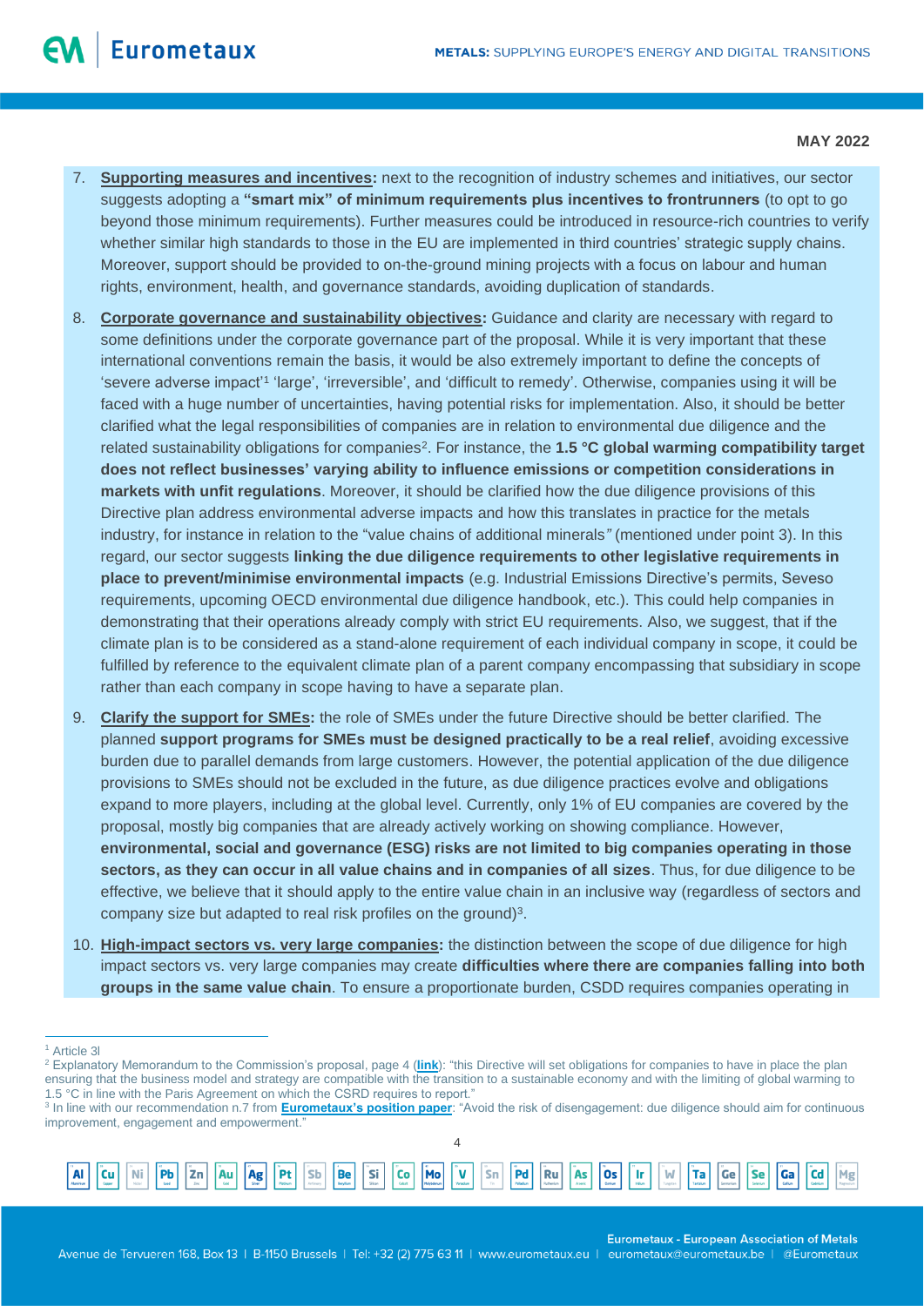7. **Supporting measures and incentives:** next to the recognition of industry schemes and initiatives, our sector suggests adopting a **"smart mix" of minimum requirements plus incentives to frontrunners** (to opt to go beyond those minimum requirements). Further measures could be introduced in resource-rich countries to verify whether similar high standards to those in the EU are implemented in third countries' strategic supply chains. Moreover, support should be provided to on-the-ground mining projects with a focus on labour and human rights, environment, health, and governance standards, avoiding duplication of standards.

8. **Corporate governance and sustainability objectives:** Guidance and clarity are necessary with regard to some definitions under the corporate governance part of the proposal. While it is very important that these international conventions remain the basis, it would be also extremely important to define the concepts of 'severe adverse impact'[1] 'large', 'irreversible', and 'difficult to remedy'. Otherwise, companies using it will be faced with a huge number of uncertainties, having potential risks for implementation. Also, it should be better clarified what the legal responsibilities of companies are in relation to environmental due diligence and the related sustainability obligations for companies[2]. For instance, the **1.5 °C global warming compatibility target does not reflect businesses' varying ability to influence emissions or competition considerations in markets with unfit regulations**. Moreover, it should be clarified how the due diligence provisions of this Directive plan address environmental adverse impacts and how this translates in practice for the metals industry, for instance in relation to the "value chains of additional minerals*"* (mentioned under point 3). In this regard, our sector suggests **linking the due diligence requirements to other legislative requirements in place to prevent/minimise environmental impacts** (e.g. Industrial Emissions Directive's permits, Seveso requirements, upcoming OECD environmental due diligence handbook, etc.). This could help companies in demonstrating that their operations already comply with strict EU requirements. Also, we suggest, that if the climate plan is to be considered as a stand-alone requirement of each individual company in scope, it could be fulfilled by reference to the equivalent climate plan of a parent company encompassing that subsidiary in scope rather than each company in scope having to have a separate plan.

9. **Clarify the support for SMEs:** the role of SMEs under the future Directive should be better clarified. The planned **support programs for SMEs must be designed practically to be a real relief**, avoiding excessive burden due to parallel demands from large customers. However, the potential application of the due diligence provisions to SMEs should not be excluded in the future, as due diligence practices evolve and obligations expand to more players, including at the global level. Currently, only 1% of EU companies are covered by the proposal, mostly big companies that are already actively working on showing compliance. However, **environmental, social and governance (ESG) risks are not limited to big companies operating in those sectors, as they can occur in all value chains and in companies of all sizes**. Thus, for due diligence to be effective, we believe that it should apply to the entire value chain in an inclusive way (regardless of sectors and company size but adapted to real risk profiles on the ground)[3].

10. **High-impact sectors vs. very large companies:** the distinction between the scope of due diligence for high impact sectors vs. very large companies may create **difficulties where there are companies falling into both groups in the same value chain**. To ensure a proportionate burden, CSDD requires companies operating in

---

[1] Article 3l

[2] Explanatory Memorandum to the Commission's proposal, page 4 (**link**): "this Directive will set obligations for companies to have in place the plan ensuring that the business model and strategy are compatible with the transition to a sustainable economy and with the limiting of global warming to 1.5 °C in line with the Paris Agreement on which the CSRD requires to report."

[3] In line with our recommendation n.7 from **Eurometaux's position paper**: "Avoid the risk of disengagement: due diligence should aim for continuous improvement, engagement and empowerment."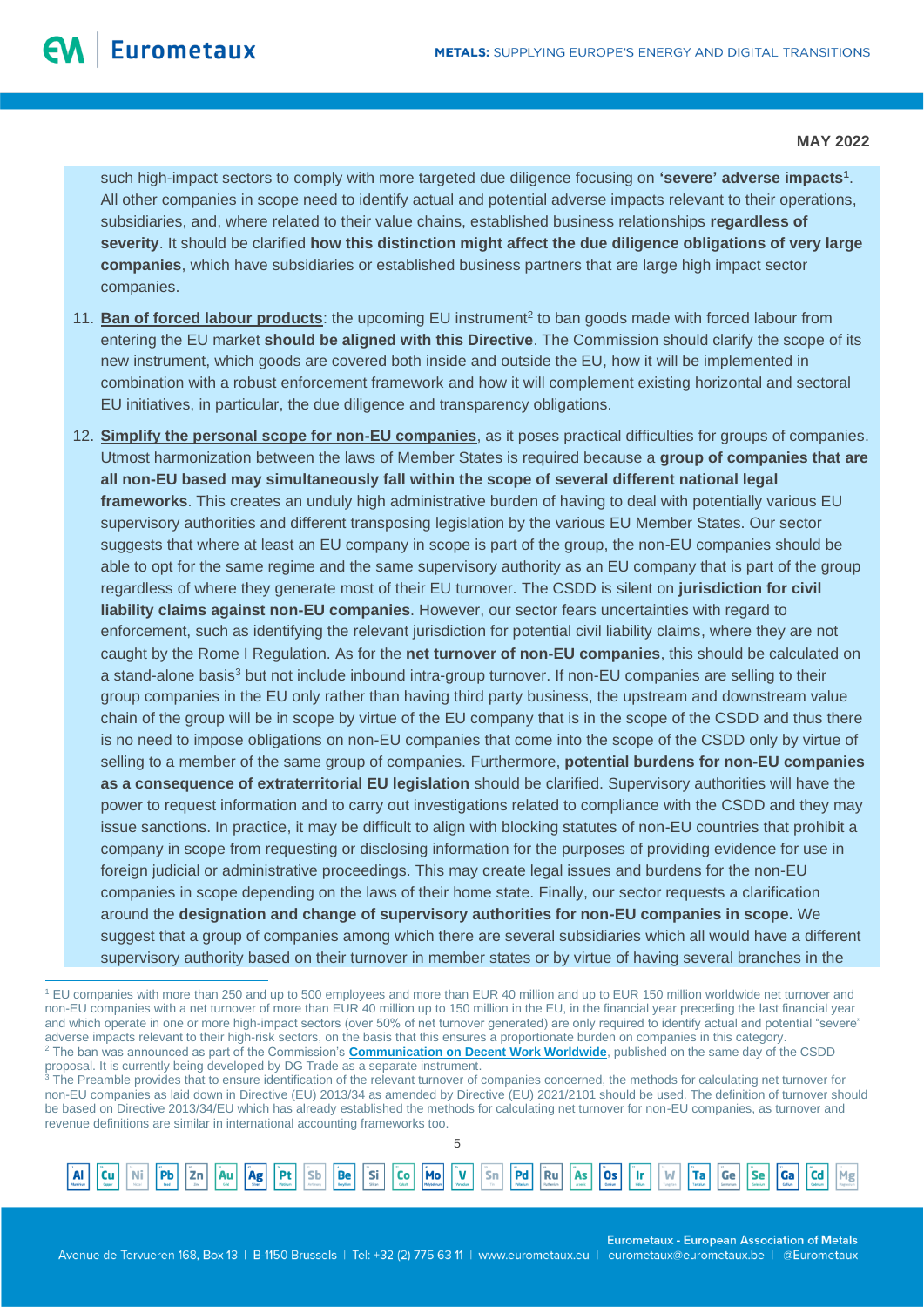such high-impact sectors to comply with more targeted due diligence focusing on **'severe' adverse impacts**[1]. All other companies in scope need to identify actual and potential adverse impacts relevant to their operations, subsidiaries, and, where related to their value chains, established business relationships **regardless of severity**. It should be clarified **how this distinction might affect the due diligence obligations of very large companies**, which have subsidiaries or established business partners that are large high impact sector companies.

11. **Ban of forced labour products**: the upcoming EU instrument[2] to ban goods made with forced labour from entering the EU market **should be aligned with this Directive**. The Commission should clarify the scope of its new instrument, which goods are covered both inside and outside the EU, how it will be implemented in combination with a robust enforcement framework and how it will complement existing horizontal and sectoral EU initiatives, in particular, the due diligence and transparency obligations.

12. **Simplify the personal scope for non-EU companies**, as it poses practical difficulties for groups of companies. Utmost harmonization between the laws of Member States is required because a **group of companies that are all non-EU based may simultaneously fall within the scope of several different national legal frameworks**. This creates an unduly high administrative burden of having to deal with potentially various EU supervisory authorities and different transposing legislation by the various EU Member States. Our sector suggests that where at least an EU company in scope is part of the group, the non-EU companies should be able to opt for the same regime and the same supervisory authority as an EU company that is part of the group regardless of where they generate most of their EU turnover. The CSDD is silent on **jurisdiction for civil liability claims against non-EU companies**. However, our sector fears uncertainties with regard to enforcement, such as identifying the relevant jurisdiction for potential civil liability claims, where they are not caught by the Rome I Regulation. As for the **net turnover of non-EU companies**, this should be calculated on a stand-alone basis[3] but not include inbound intra-group turnover. If non-EU companies are selling to their group companies in the EU only rather than having third party business, the upstream and downstream value chain of the group will be in scope by virtue of the EU company that is in the scope of the CSDD and thus there is no need to impose obligations on non-EU companies that come into the scope of the CSDD only by virtue of selling to a member of the same group of companies. Furthermore, **potential burdens for non-EU companies as a consequence of extraterritorial EU legislation** should be clarified. Supervisory authorities will have the power to request information and to carry out investigations related to compliance with the CSDD and they may issue sanctions. In practice, it may be difficult to align with blocking statutes of non-EU countries that prohibit a company in scope from requesting or disclosing information for the purposes of providing evidence for use in foreign judicial or administrative proceedings. This may create legal issues and burdens for the non-EU companies in scope depending on the laws of their home state. Finally, our sector requests a clarification around the **designation and change of supervisory authorities for non-EU companies in scope.** We suggest that a group of companies among which there are several subsidiaries which all would have a different supervisory authority based on their turnover in member states or by virtue of having several branches in the

---

[1] EU companies with more than 250 and up to 500 employees and more than EUR 40 million and up to EUR 150 million worldwide net turnover and non-EU companies with a net turnover of more than EUR 40 million up to 150 million in the EU, in the financial year preceding the last financial year and which operate in one or more high-impact sectors (over 50% of net turnover generated) are only required to identify actual and potential "severe" adverse impacts relevant to their high-risk sectors, on the basis that this ensures a proportionate burden on companies in this category.

[2] The ban was announced as part of the Commission's **Communication on Decent Work Worldwide**, published on the same day of the CSDD proposal. It is currently being developed by DG Trade as a separate instrument.

[3] The Preamble provides that to ensure identification of the relevant turnover of companies concerned, the methods for calculating net turnover for non-EU companies as laid down in Directive (EU) 2013/34 as amended by Directive (EU) 2021/2101 should be used. The definition of turnover should be based on Directive 2013/34/EU which has already established the methods for calculating net turnover for non-EU companies, as turnover and revenue definitions are similar in international accounting frameworks too.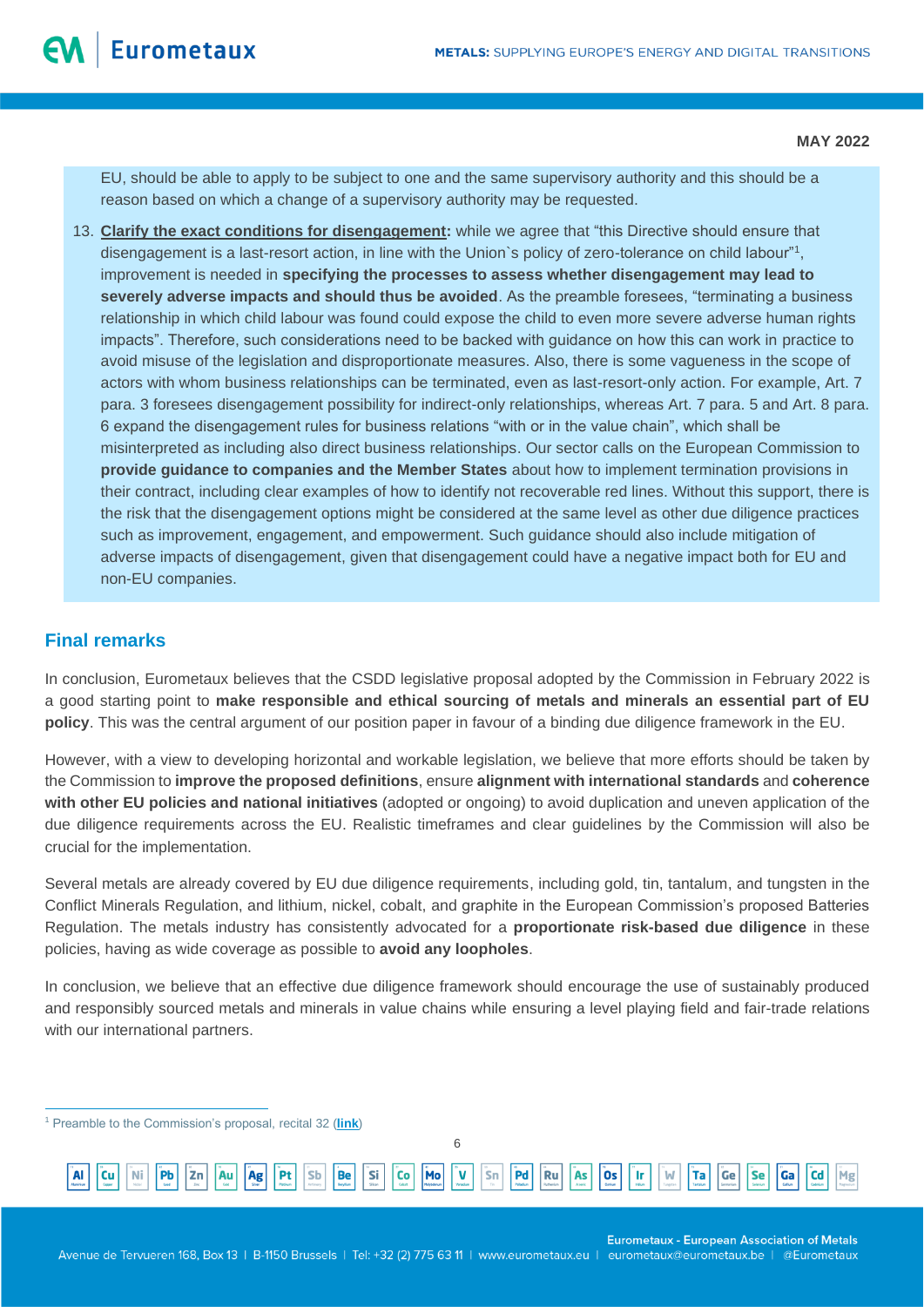EU, should be able to apply to be subject to one and the same supervisory authority and this should be a reason based on which a change of a supervisory authority may be requested.

13. **Clarify the exact conditions for disengagement:** while we agree that “this Directive should ensure that disengagement is a last-resort action, in line with the Union`s policy of zero-tolerance on child labour”[1], improvement is needed in **specifying the processes to assess whether disengagement may lead to severely adverse impacts and should thus be avoided**. As the preamble foresees, “terminating a business relationship in which child labour was found could expose the child to even more severe adverse human rights impacts”. Therefore, such considerations need to be backed with guidance on how this can work in practice to avoid misuse of the legislation and disproportionate measures. Also, there is some vagueness in the scope of actors with whom business relationships can be terminated, even as last-resort-only action. For example, Art. 7 para. 3 foresees disengagement possibility for indirect-only relationships, whereas Art. 7 para. 5 and Art. 8 para. 6 expand the disengagement rules for business relations “with or in the value chain”, which shall be misinterpreted as including also direct business relationships. Our sector calls on the European Commission to **provide guidance to companies and the Member States** about how to implement termination provisions in their contract, including clear examples of how to identify not recoverable red lines. Without this support, there is the risk that the disengagement options might be considered at the same level as other due diligence practices such as improvement, engagement, and empowerment. Such guidance should also include mitigation of adverse impacts of disengagement, given that disengagement could have a negative impact both for EU and non-EU companies.

## Final remarks

In conclusion, Eurometaux believes that the CSDD legislative proposal adopted by the Commission in February 2022 is a good starting point to **make responsible and ethical sourcing of metals and minerals an essential part of EU policy**. This was the central argument of our position paper in favour of a binding due diligence framework in the EU.

However, with a view to developing horizontal and workable legislation, we believe that more efforts should be taken by the Commission to **improve the proposed definitions**, ensure **alignment with international standards** and **coherence with other EU policies and national initiatives** (adopted or ongoing) to avoid duplication and uneven application of the due diligence requirements across the EU. Realistic timeframes and clear guidelines by the Commission will also be crucial for the implementation.

Several metals are already covered by EU due diligence requirements, including gold, tin, tantalum, and tungsten in the Conflict Minerals Regulation, and lithium, nickel, cobalt, and graphite in the European Commission’s proposed Batteries Regulation. The metals industry has consistently advocated for a **proportionate risk-based due diligence** in these policies, having as wide coverage as possible to **avoid any loopholes**.

In conclusion, we believe that an effective due diligence framework should encourage the use of sustainably produced and responsibly sourced metals and minerals in value chains while ensuring a level playing field and fair-trade relations with our international partners.

[1] Preamble to the Commission’s proposal, recital 32 (**link**)